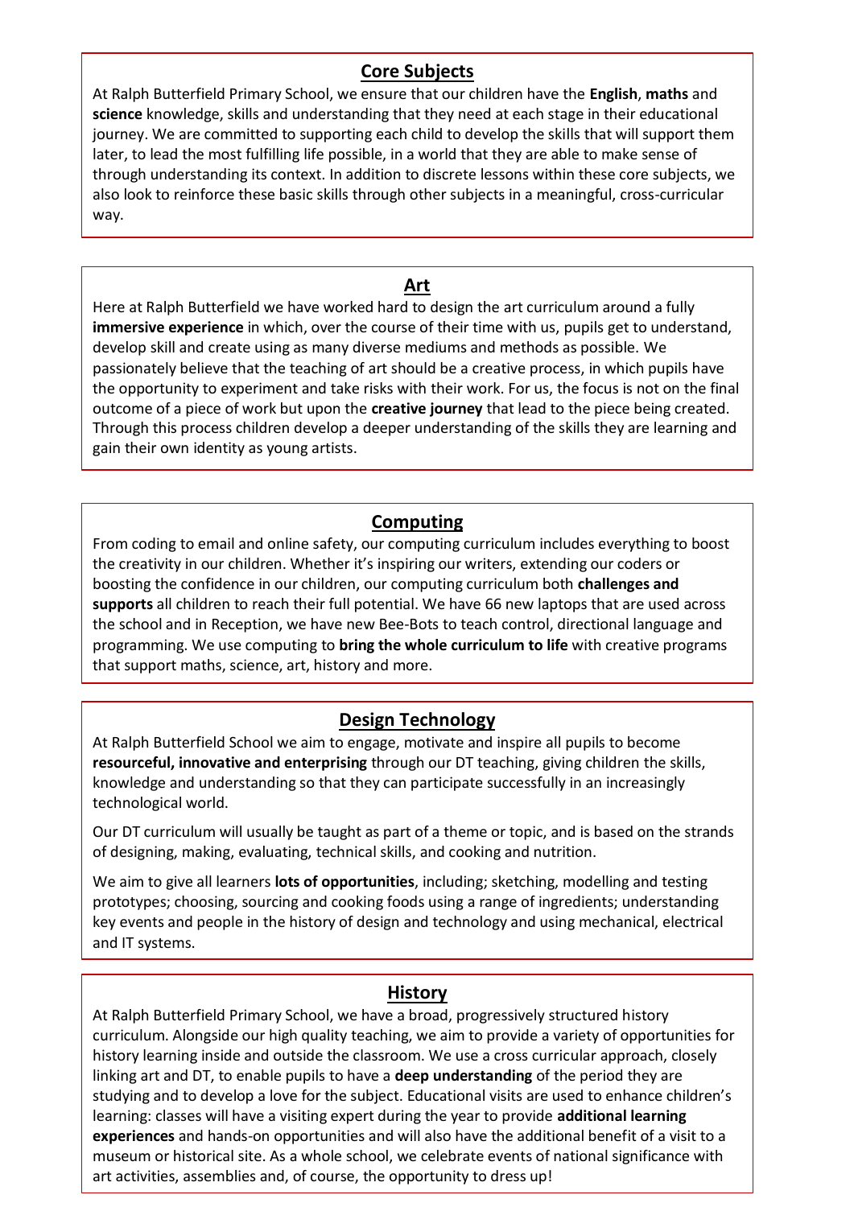## Core Subjects

At Ralph Butterfield Primary School, we ensure that our children have the **English**, **maths** and **science** knowledge, skills and understanding that they need at each stage in their educational journey. We are committed to supporting each child to develop the skills that will support them later, to lead the most fulfilling life possible, in a world that they are able to make sense of through understanding its context. In addition to discrete lessons within these core subjects, we also look to reinforce these basic skills through other subjects in a meaningful, cross-curricular way.

## Art

Here at Ralph Butterfield we have worked hard to design the art curriculum around a fully **immersive experience** in which, over the course of their time with us, pupils get to understand, develop skill and create using as many diverse mediums and methods as possible. We passionately believe that the teaching of art should be a creative process, in which pupils have the opportunity to experiment and take risks with their work. For us, the focus is not on the final outcome of a piece of work but upon the **creative journey** that lead to the piece being created. Through this process children develop a deeper understanding of the skills they are learning and gain their own identity as young artists.

## Computing

From coding to email and online safety, our computing curriculum includes everything to boost the creativity in our children. Whether it's inspiring our writers, extending our coders or boosting the confidence in our children, our computing curriculum both **challenges and supports** all children to reach their full potential. We have 66 new laptops that are used across the school and in Reception, we have new Bee-Bots to teach control, directional language and programming. We use computing to **bring the whole curriculum to life** with creative programs that support maths, science, art, history and more.

## Design Technology

At Ralph Butterfield School we aim to engage, motivate and inspire all pupils to become **resourceful, innovative and enterprising** through our DT teaching, giving children the skills, knowledge and understanding so that they can participate successfully in an increasingly technological world.

Our DT curriculum will usually be taught as part of a theme or topic, and is based on the strands of designing, making, evaluating, technical skills, and cooking and nutrition.

We aim to give all learners **lots of opportunities**, including; sketching, modelling and testing prototypes; choosing, sourcing and cooking foods using a range of ingredients; understanding key events and people in the history of design and technology and using mechanical, electrical and IT systems.

## History

At Ralph Butterfield Primary School, we have a broad, progressively structured history curriculum. Alongside our high quality teaching, we aim to provide a variety of opportunities for history learning inside and outside the classroom. We use a cross curricular approach, closely linking art and DT, to enable pupils to have a **deep understanding** of the period they are studying and to develop a love for the subject. Educational visits are used to enhance children's learning: classes will have a visiting expert during the year to provide **additional learning experiences** and hands-on opportunities and will also have the additional benefit of a visit to a museum or historical site. As a whole school, we celebrate events of national significance with art activities, assemblies and, of course, the opportunity to dress up!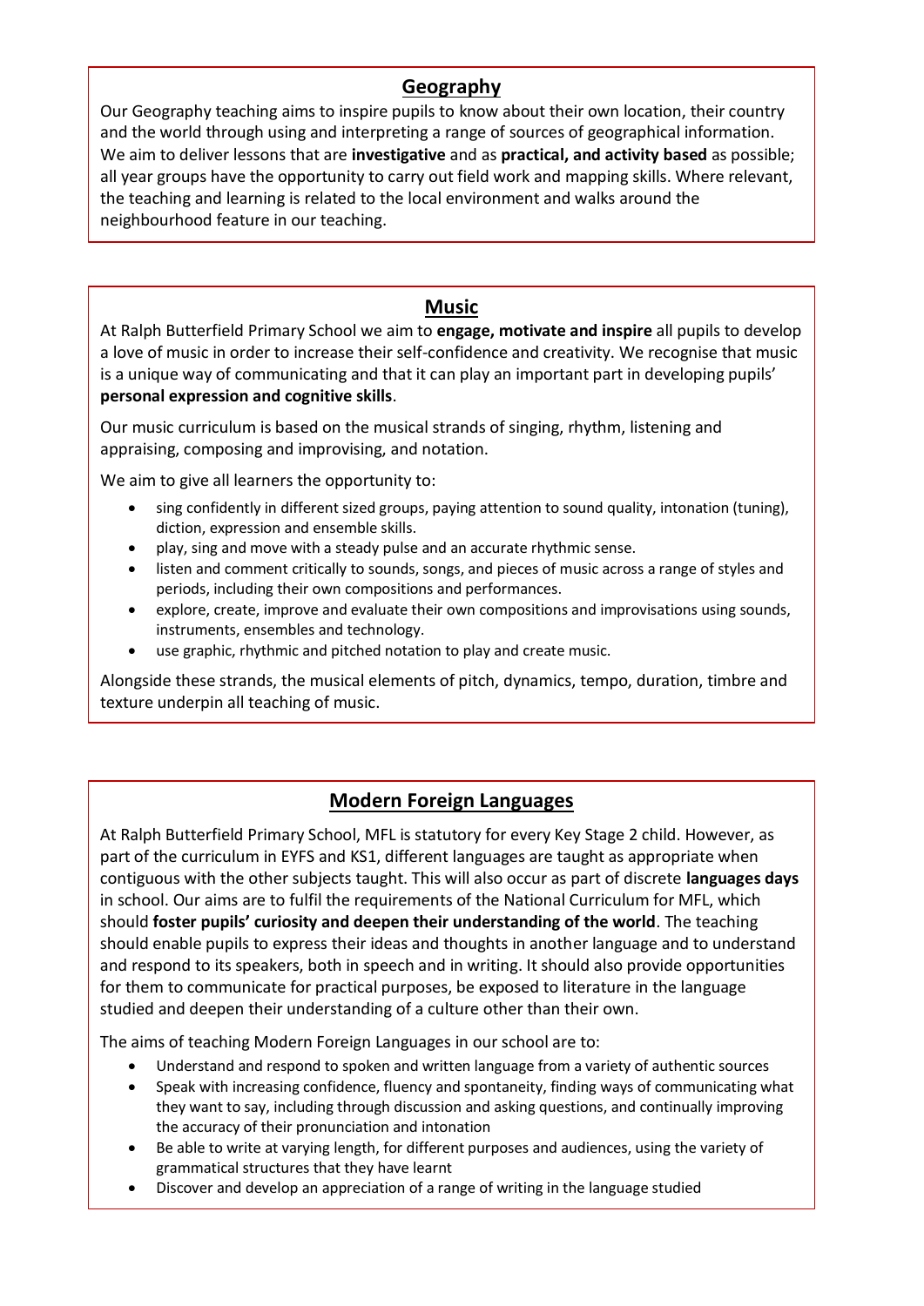## Geography

Our Geography teaching aims to inspire pupils to know about their own location, their country and the world through using and interpreting a range of sources of geographical information. We aim to deliver lessons that are **investigative** and as **practical, and activity based** as possible; all year groups have the opportunity to carry out field work and mapping skills. Where relevant, the teaching and learning is related to the local environment and walks around the neighbourhood feature in our teaching.

## Music

At Ralph Butterfield Primary School we aim to **engage, motivate and inspire** all pupils to develop a love of music in order to increase their self-confidence and creativity. We recognise that music is a unique way of communicating and that it can play an important part in developing pupils' **personal expression and cognitive skills**.

Our music curriculum is based on the musical strands of singing, rhythm, listening and appraising, composing and improvising, and notation.

We aim to give all learners the opportunity to:

- sing confidently in different sized groups, paying attention to sound quality, intonation (tuning), diction, expression and ensemble skills.
- play, sing and move with a steady pulse and an accurate rhythmic sense.
- listen and comment critically to sounds, songs, and pieces of music across a range of styles and periods, including their own compositions and performances.
- explore, create, improve and evaluate their own compositions and improvisations using sounds, instruments, ensembles and technology.
- use graphic, rhythmic and pitched notation to play and create music.

Alongside these strands, the musical elements of pitch, dynamics, tempo, duration, timbre and texture underpin all teaching of music.

## Modern Foreign Languages

At Ralph Butterfield Primary School, MFL is statutory for every Key Stage 2 child. However, as part of the curriculum in EYFS and KS1, different languages are taught as appropriate when contiguous with the other subjects taught. This will also occur as part of discrete **languages days** in school. Our aims are to fulfil the requirements of the National Curriculum for MFL, which should **foster pupils' curiosity and deepen their understanding of the world**. The teaching should enable pupils to express their ideas and thoughts in another language and to understand and respond to its speakers, both in speech and in writing. It should also provide opportunities for them to communicate for practical purposes, be exposed to literature in the language studied and deepen their understanding of a culture other than their own.

The aims of teaching Modern Foreign Languages in our school are to:

- Understand and respond to spoken and written language from a variety of authentic sources
- Speak with increasing confidence, fluency and spontaneity, finding ways of communicating what they want to say, including through discussion and asking questions, and continually improving the accuracy of their pronunciation and intonation
- Be able to write at varying length, for different purposes and audiences, using the variety of grammatical structures that they have learnt
- Discover and develop an appreciation of a range of writing in the language studied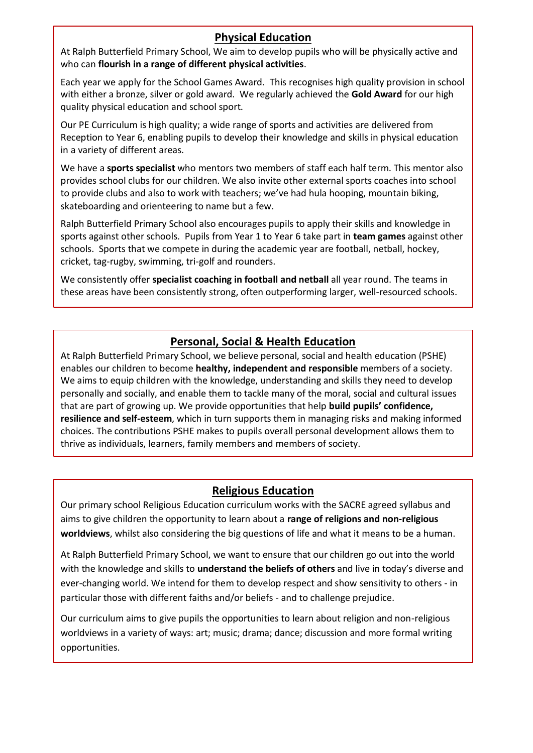## Physical Education

At Ralph Butterfield Primary School, We aim to develop pupils who will be physically active and who can **flourish in a range of different physical activities**.

Each year we apply for the School Games Award. This recognises high quality provision in school with either a bronze, silver or gold award. We regularly achieved the **Gold Award** for our high quality physical education and school sport.

Our PE Curriculum is high quality; a wide range of sports and activities are delivered from Reception to Year 6, enabling pupils to develop their knowledge and skills in physical education in a variety of different areas.

We have a **sports specialist** who mentors two members of staff each half term. This mentor also provides school clubs for our children. We also invite other external sports coaches into school to provide clubs and also to work with teachers; we've had hula hooping, mountain biking, skateboarding and orienteering to name but a few.

Ralph Butterfield Primary School also encourages pupils to apply their skills and knowledge in sports against other schools. Pupils from Year 1 to Year 6 take part in **team games** against other schools. Sports that we compete in during the academic year are football, netball, hockey, cricket, tag-rugby, swimming, tri-golf and rounders.

We consistently offer **specialist coaching in football and netball** all year round. The teams in these areas have been consistently strong, often outperforming larger, well-resourced schools.

## Personal, Social & Health Education

At Ralph Butterfield Primary School, we believe personal, social and health education (PSHE) enables our children to become **healthy, independent and responsible** members of a society. We aims to equip children with the knowledge, understanding and skills they need to develop personally and socially, and enable them to tackle many of the moral, social and cultural issues that are part of growing up. We provide opportunities that help **build pupils' confidence, resilience and self-esteem**, which in turn supports them in managing risks and making informed choices. The contributions PSHE makes to pupils overall personal development allows them to thrive as individuals, learners, family members and members of society.

## Religious Education

Our primary school Religious Education curriculum works with the SACRE agreed syllabus and aims to give children the opportunity to learn about a **range of religions and non-religious worldviews**, whilst also considering the big questions of life and what it means to be a human.

At Ralph Butterfield Primary School, we want to ensure that our children go out into the world with the knowledge and skills to **understand the beliefs of others** and live in today's diverse and ever-changing world. We intend for them to develop respect and show sensitivity to others - in particular those with different faiths and/or beliefs - and to challenge prejudice.

Our curriculum aims to give pupils the opportunities to learn about religion and non-religious worldviews in a variety of ways: art; music; drama; dance; discussion and more formal writing opportunities.